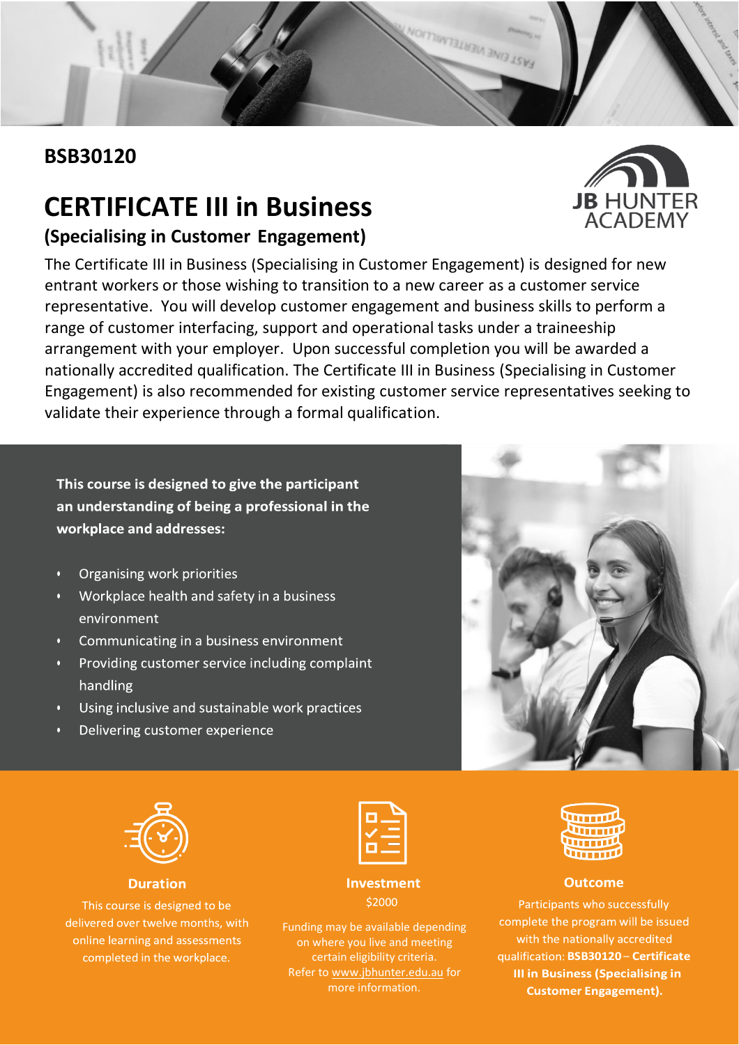**BSB30120**

# CERTIFICATE III in Business

## (Specialising in Customer Engagement)

JB HUNTER ACADEMY

The Certificate III in Business (Specialising in Customer Engagement) is designed for new entrant workers or those wishing to transition to a new career as a customer service representative. You will develop customer engagement and business skills to perform a range of customer interfacing, support and operational tasks under a traineeship arrangement with your employer. Upon successful completion you will be awarded a nationally accredited qualification. The Certificate III in Business (Specialising in Customer Engagement) is also recommended for existing customer service representatives seeking to validate their experience through a formal qualification.

**This course is designed to give the participant an understanding of being a professional in the workplace and addresses:**

- Organising work priorities
- Workplace health and safety in a business environment
- Communicating in a business environment
- Providing customer service including complaint handling
- Using inclusive and sustainable work practices
- Delivering customer experience

### Duration

This course is designed to be delivered over twelve months, with online learning and assessments completed in the workplace.

### Investment

$2000

Funding may be available depending on where you live and meeting certain eligibility criteria. Refer to www.jbhunter.edu.au for more information.

### Outcome

Participants who successfully complete the program will be issued with the nationally accredited qualification: **BSB30120 – Certificate III in Business (Specialising in Customer Engagement).**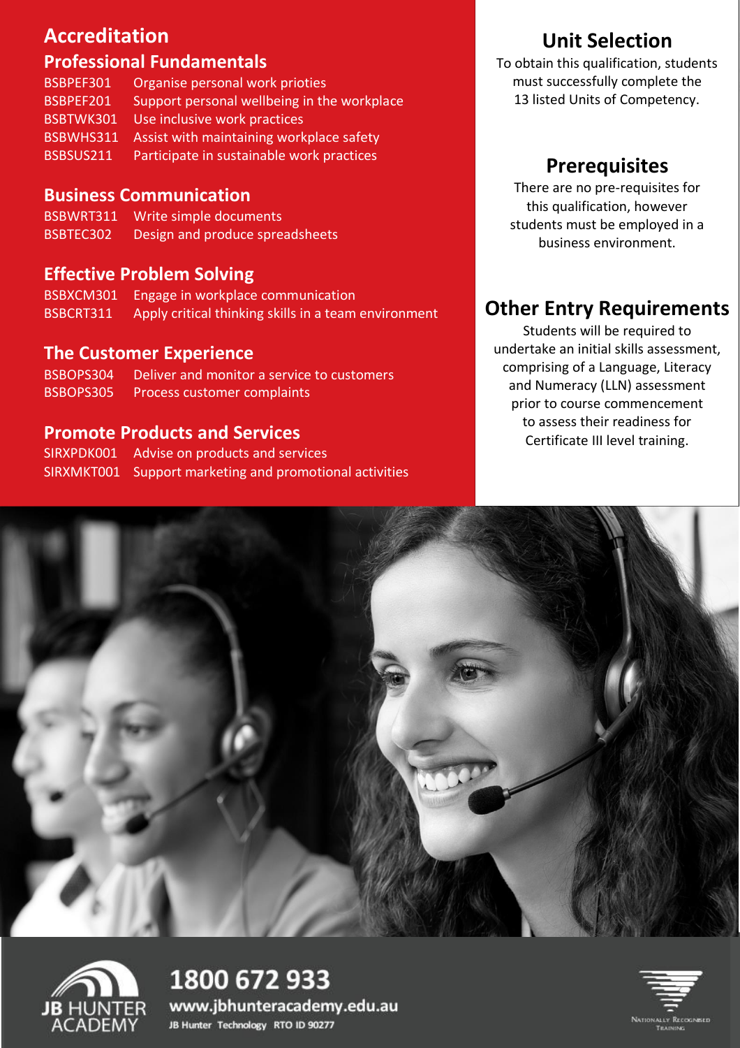# Accreditation

## Professional Fundamentals

| | |
|---|---|
| BSBPEF301 | Organise personal work prioties |
| BSBPEF201 | Support personal wellbeing in the workplace |
| BSBTWK301 | Use inclusive work practices |
| BSBWHS311 | Assist with maintaining workplace safety |
| BSBSUS211 | Participate in sustainable work practices |

## Business Communication

| | |
|---|---|
| BSBWRT311 | Write simple documents |
| BSBTEC302 | Design and produce spreadsheets |

## Effective Problem Solving

| | |
|---|---|
| BSBXCM301 | Engage in workplace communication |
| BSBCRT311 | Apply critical thinking skills in a team environment |

## The Customer Experience

| | |
|---|---|
| BSBOPS304 | Deliver and monitor a service to customers |
| BSBOPS305 | Process customer complaints |

## Promote Products and Services

| | |
|---|---|
| SIRXPDK001 | Advise on products and services |
| SIRXMKT001 | Support marketing and promotional activities |

## Unit Selection

To obtain this qualification, students must successfully complete the 13 listed Units of Competency.

## Prerequisites

There are no pre-requisites for this qualification, however students must be employed in a business environment.

## Other Entry Requirements

Students will be required to undertake an initial skills assessment, comprising of a Language, Literacy and Numeracy (LLN) assessment prior to course commencement to assess their readiness for Certificate III level training.

JB HUNTER ACADEMY

**1800 672 933**

**www.jbhunteracademy.edu.au**

JB Hunter Technology RTO ID 90277

Nationally Recognised Training